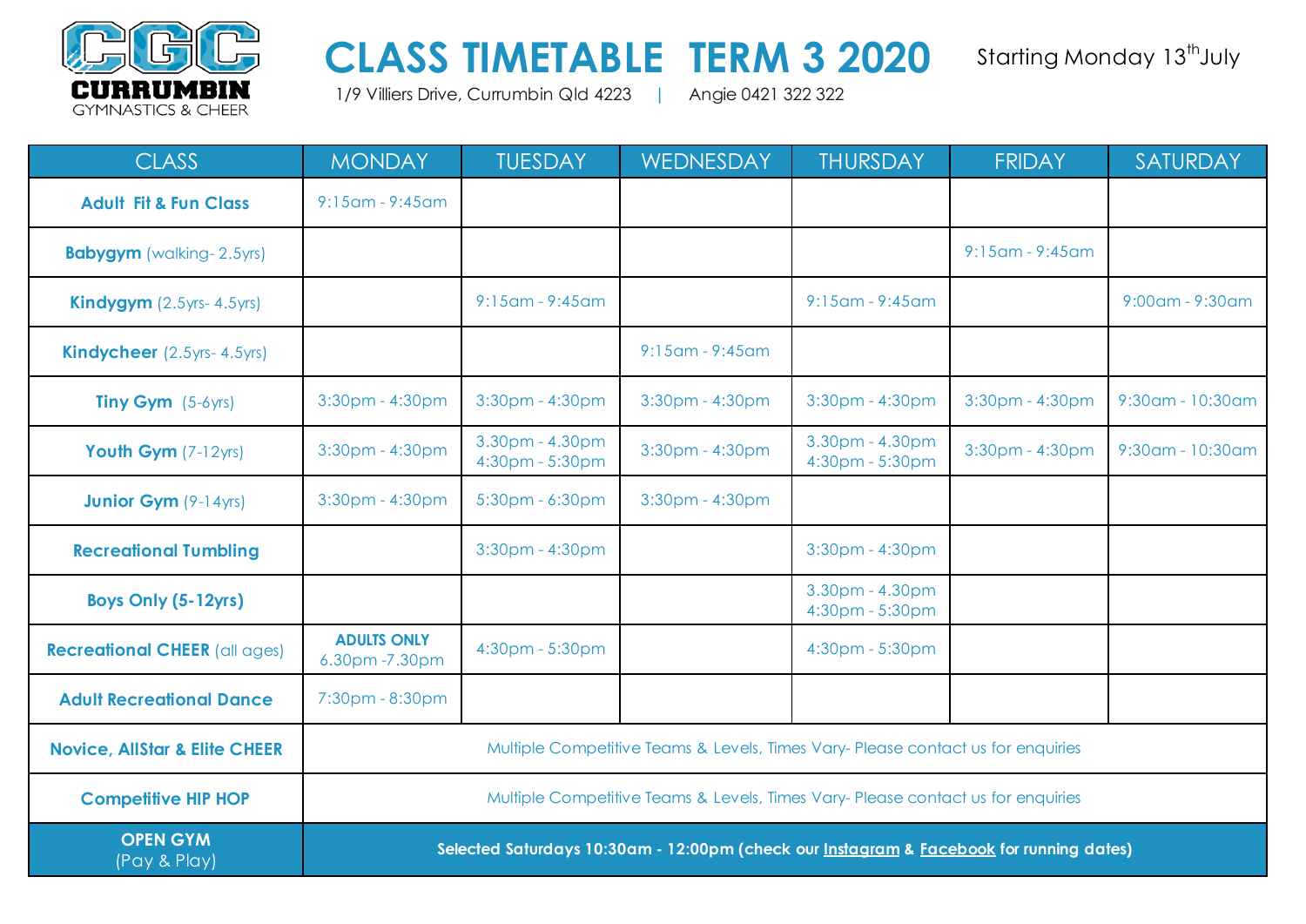CGC CURRUMBIN GYMNASTICS & CHEER

# CLASS TIMETABLE TERM 3 2020

Starting Monday 13th July

1/9 Villiers Drive, Currumbin Qld 4223 | Angie 0421 322 322

| CLASS | MONDAY | TUESDAY | WEDNESDAY | THURSDAY | FRIDAY | SATURDAY |
|---|---|---|---|---|---|---|
| **Adult Fit & Fun Class** | 9:15am - 9:45am | | | | | |
| **Babygym** (walking- 2.5yrs) | | | | | 9:15am - 9:45am | |
| **Kindygym** (2.5yrs- 4.5yrs) | | 9:15am - 9:45am | | 9:15am - 9:45am | | 9:00am - 9:30am |
| **Kindycheer** (2.5yrs- 4.5yrs) | | | 9:15am - 9:45am | | | |
| **Tiny Gym** (5-6yrs) | 3:30pm - 4:30pm | 3:30pm - 4:30pm | 3:30pm - 4:30pm | 3:30pm - 4:30pm | 3:30pm - 4:30pm | 9:30am - 10:30am |
| **Youth Gym** (7-12yrs) | 3:30pm - 4:30pm | 3.30pm - 4.30pm<br>4:30pm - 5:30pm | 3:30pm - 4:30pm | 3.30pm - 4.30pm<br>4:30pm - 5:30pm | 3:30pm - 4:30pm | 9:30am - 10:30am |
| **Junior Gym** (9-14yrs) | 3:30pm - 4:30pm | 5:30pm - 6:30pm | 3:30pm - 4:30pm | | | |
| **Recreational Tumbling** | | 3:30pm - 4:30pm | | 3:30pm - 4:30pm | | |
| **Boys Only (5-12yrs)** | | | | 3.30pm - 4.30pm<br>4:30pm - 5:30pm | | |
| **Recreational CHEER** (all ages) | **ADULTS ONLY**<br>6.30pm -7.30pm | 4:30pm - 5:30pm | | 4:30pm - 5:30pm | | |
| **Adult Recreational Dance** | 7:30pm - 8:30pm | | | | | |
| **Novice, AllStar & Elite CHEER** | Multiple Competitive Teams & Levels, Times Vary- Please contact us for enquiries | | | | | |
| **Competitive HIP HOP** | Multiple Competitive Teams & Levels, Times Vary- Please contact us for enquiries | | | | | |
| **OPEN GYM** (Pay & Play) | **Selected Saturdays 10:30am - 12:00pm (check our Instagram & Facebook for running dates)** | | | | | |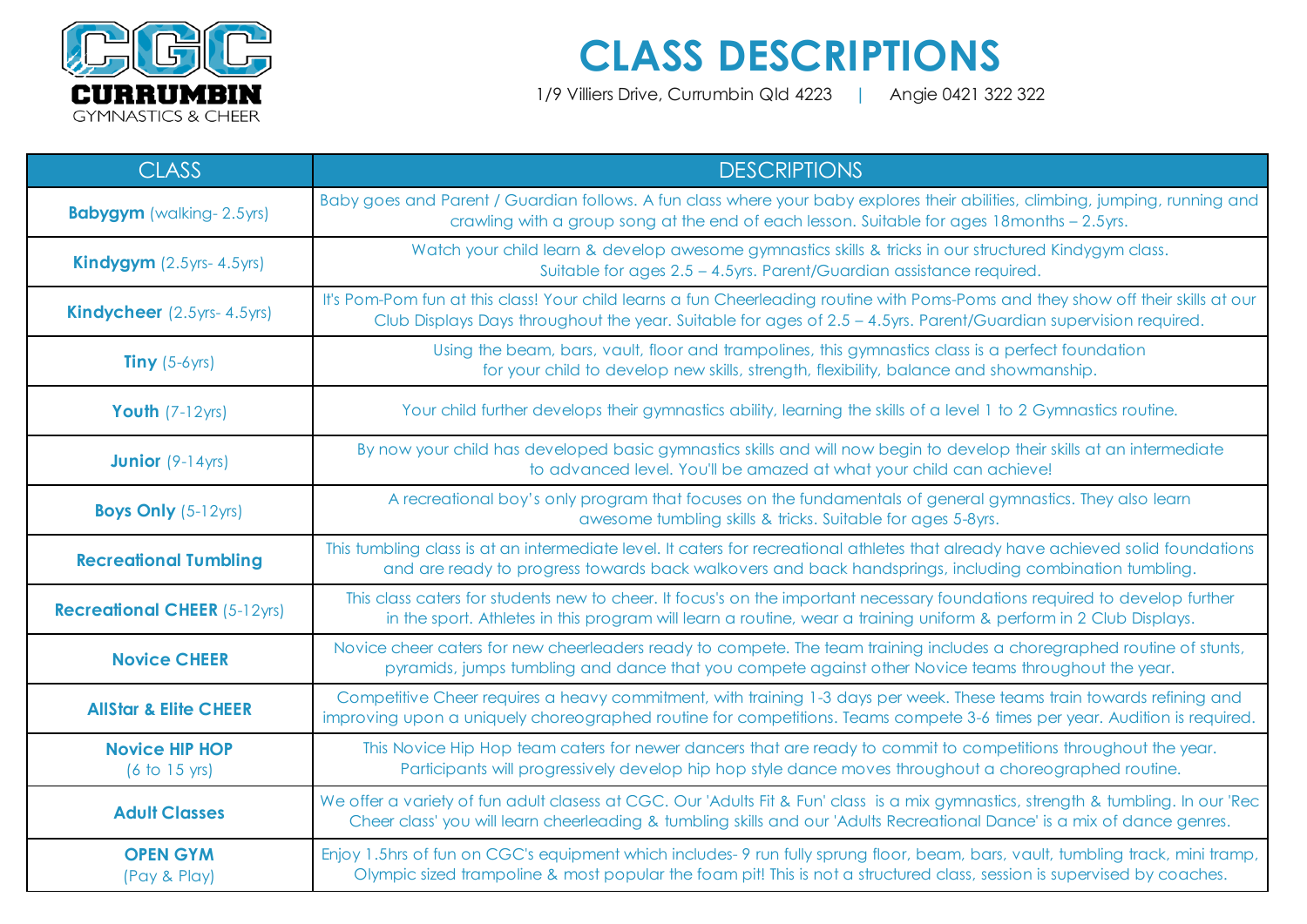CURRUMBIN GYMNASTICS & CHEER

# CLASS DESCRIPTIONS

1/9 Villiers Drive, Currumbin Qld 4223 | Angie 0421 322 322

| CLASS | DESCRIPTIONS |
|---|---|
| **Babygym** (walking- 2.5yrs) | Baby goes and Parent / Guardian follows. A fun class where your baby explores their abilities, climbing, jumping, running and crawling with a group song at the end of each lesson. Suitable for ages 18months – 2.5yrs. |
| **Kindygym** (2.5yrs- 4.5yrs) | Watch your child learn & develop awesome gymnastics skills & tricks in our structured Kindygym class. Suitable for ages 2.5 – 4.5yrs. Parent/Guardian assistance required. |
| **Kindycheer** (2.5yrs- 4.5yrs) | It's Pom-Pom fun at this class! Your child learns a fun Cheerleading routine with Poms-Poms and they show off their skills at our Club Displays Days throughout the year. Suitable for ages of 2.5 – 4.5yrs. Parent/Guardian supervision required. |
| **Tiny** (5-6yrs) | Using the beam, bars, vault, floor and trampolines, this gymnastics class is a perfect foundation for your child to develop new skills, strength, flexibility, balance and showmanship. |
| **Youth** (7-12yrs) | Your child further develops their gymnastics ability, learning the skills of a level 1 to 2 Gymnastics routine. |
| **Junior** (9-14yrs) | By now your child has developed basic gymnastics skills and will now begin to develop their skills at an intermediate to advanced level. You'll be amazed at what your child can achieve! |
| **Boys Only** (5-12yrs) | A recreational boy's only program that focuses on the fundamentals of general gymnastics. They also learn awesome tumbling skills & tricks. Suitable for ages 5-8yrs. |
| **Recreational Tumbling** | This tumbling class is at an intermediate level. It caters for recreational athletes that already have achieved solid foundations and are ready to progress towards back walkovers and back handsprings, including combination tumbling. |
| **Recreational CHEER** (5-12yrs) | This class caters for students new to cheer. It focus's on the important necessary foundations required to develop further in the sport. Athletes in this program will learn a routine, wear a training uniform & perform in 2 Club Displays. |
| **Novice CHEER** | Novice cheer caters for new cheerleaders ready to compete. The team training includes a choregraphed routine of stunts, pyramids, jumps tumbling and dance that you compete against other Novice teams throughout the year. |
| **AllStar & Elite CHEER** | Competitive Cheer requires a heavy commitment, with training 1-3 days per week. These teams train towards refining and improving upon a uniquely choreographed routine for competitions. Teams compete 3-6 times per year. Audition is required. |
| **Novice HIP HOP** (6 to 15 yrs) | This Novice Hip Hop team caters for newer dancers that are ready to commit to competitions throughout the year. Participants will progressively develop hip hop style dance moves throughout a choreographed routine. |
| **Adult Classes** | We offer a variety of fun adult clasess at CGC. Our 'Adults Fit & Fun' class is a mix gymnastics, strength & tumbling. In our 'Rec Cheer class' you will learn cheerleading & tumbling skills and our 'Adults Recreational Dance' is a mix of dance genres. |
| **OPEN GYM** (Pay & Play) | Enjoy 1.5hrs of fun on CGC's equipment which includes- 9 run fully sprung floor, beam, bars, vault, tumbling track, mini tramp, Olympic sized trampoline & most popular the foam pit! This is not a structured class, session is supervised by coaches. |